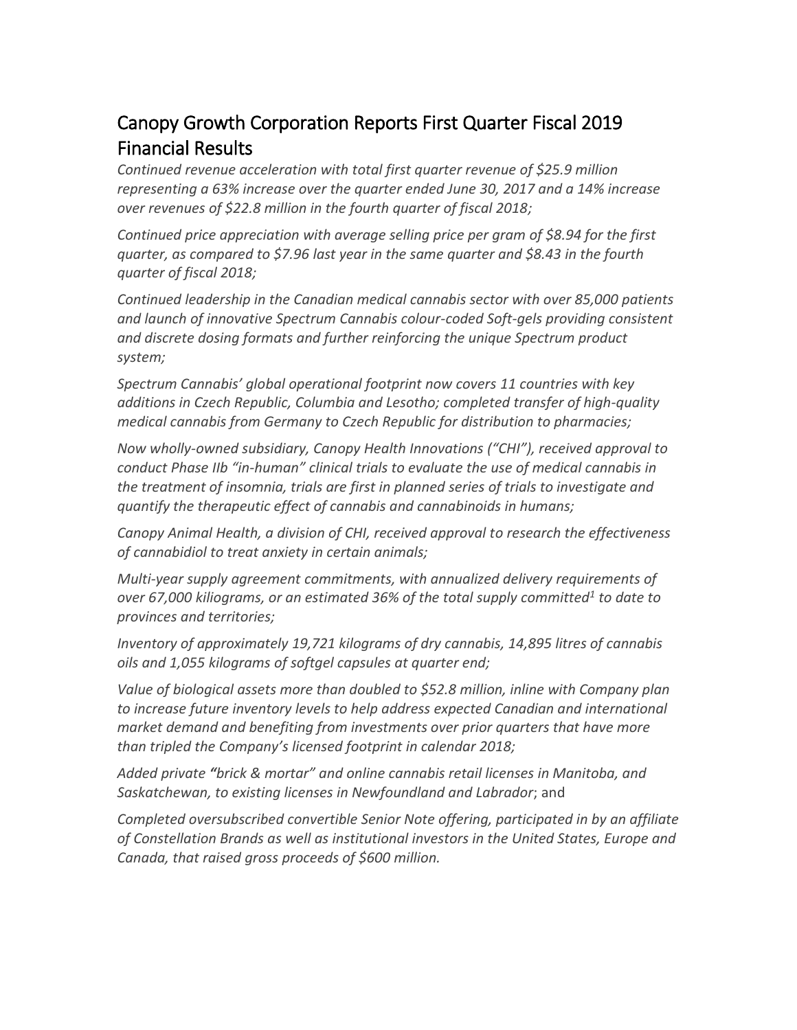# Canopy Growth Corporation Reports First Quarter Fiscal 2019 Financial Results

*Continued revenue acceleration with total first quarter revenue of $25.9 million representing a 63% increase over the quarter ended June 30, 2017 and a 14% increase over revenues of $22.8 million in the fourth quarter of fiscal 2018;*

*Continued price appreciation with average selling price per gram of $8.94 for the first quarter, as compared to $7.96 last year in the same quarter and $8.43 in the fourth quarter of fiscal 2018;*

*Continued leadership in the Canadian medical cannabis sector with over 85,000 patients and launch of innovative Spectrum Cannabis colour-coded Soft-gels providing consistent and discrete dosing formats and further reinforcing the unique Spectrum product system;*

*Spectrum Cannabis' global operational footprint now covers 11 countries with key additions in Czech Republic, Columbia and Lesotho; completed transfer of high-quality medical cannabis from Germany to Czech Republic for distribution to pharmacies;*

*Now wholly-owned subsidiary, Canopy Health Innovations ("CHI"), received approval to conduct Phase IIb "in-human" clinical trials to evaluate the use of medical cannabis in the treatment of insomnia, trials are first in planned series of trials to investigate and quantify the therapeutic effect of cannabis and cannabinoids in humans;*

*Canopy Animal Health, a division of CHI, received approval to research the effectiveness of cannabidiol to treat anxiety in certain animals;*

*Multi-year supply agreement commitments, with annualized delivery requirements of over 67,000 kiliograms, or an estimated 36% of the total supply committed[1] to date to provinces and territories;*

*Inventory of approximately 19,721 kilograms of dry cannabis, 14,895 litres of cannabis oils and 1,055 kilograms of softgel capsules at quarter end;*

*Value of biological assets more than doubled to $52.8 million, inline with Company plan to increase future inventory levels to help address expected Canadian and international market demand and benefiting from investments over prior quarters that have more than tripled the Company's licensed footprint in calendar 2018;*

*Added private "brick & mortar" and online cannabis retail licenses in Manitoba, and Saskatchewan, to existing licenses in Newfoundland and Labrador*; and

*Completed oversubscribed convertible Senior Note offering, participated in by an affiliate of Constellation Brands as well as institutional investors in the United States, Europe and Canada, that raised gross proceeds of $600 million.*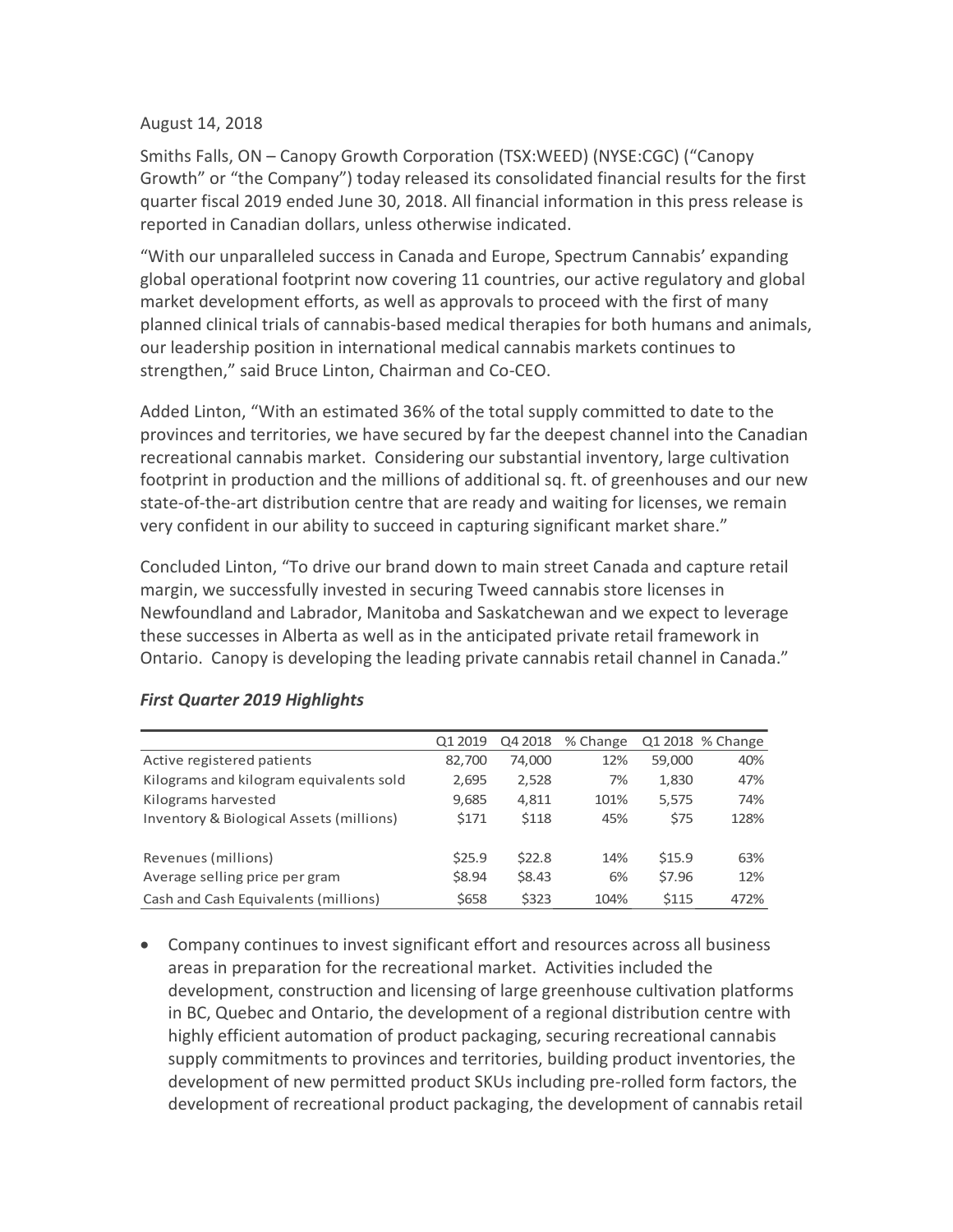August 14, 2018

Smiths Falls, ON – Canopy Growth Corporation (TSX:WEED) (NYSE:CGC) ("Canopy Growth" or "the Company") today released its consolidated financial results for the first quarter fiscal 2019 ended June 30, 2018. All financial information in this press release is reported in Canadian dollars, unless otherwise indicated.

"With our unparalleled success in Canada and Europe, Spectrum Cannabis' expanding global operational footprint now covering 11 countries, our active regulatory and global market development efforts, as well as approvals to proceed with the first of many planned clinical trials of cannabis-based medical therapies for both humans and animals, our leadership position in international medical cannabis markets continues to strengthen," said Bruce Linton, Chairman and Co-CEO.

Added Linton, "With an estimated 36% of the total supply committed to date to the provinces and territories, we have secured by far the deepest channel into the Canadian recreational cannabis market. Considering our substantial inventory, large cultivation footprint in production and the millions of additional sq. ft. of greenhouses and our new state-of-the-art distribution centre that are ready and waiting for licenses, we remain very confident in our ability to succeed in capturing significant market share."

Concluded Linton, "To drive our brand down to main street Canada and capture retail margin, we successfully invested in securing Tweed cannabis store licenses in Newfoundland and Labrador, Manitoba and Saskatchewan and we expect to leverage these successes in Alberta as well as in the anticipated private retail framework in Ontario. Canopy is developing the leading private cannabis retail channel in Canada."

### *First Quarter 2019 Highlights*

| | Q1 2019 | Q4 2018 | % Change | Q1 2018 | % Change |
|---|---|---|---|---|---|
| Active registered patients | 82,700 | 74,000 | 12% | 59,000 | 40% |
| Kilograms and kilogram equivalents sold | 2,695 | 2,528 | 7% | 1,830 | 47% |
| Kilograms harvested | 9,685 | 4,811 | 101% | 5,575 | 74% |
| Inventory & Biological Assets (millions) | $171 | $118 | 45% | $75 | 128% |
| Revenues (millions) | $25.9 | $22.8 | 14% | $15.9 | 63% |
| Average selling price per gram | $8.94 | $8.43 | 6% | $7.96 | 12% |
| Cash and Cash Equivalents (millions) | $658 | $323 | 104% | $115 | 472% |

- Company continues to invest significant effort and resources across all business areas in preparation for the recreational market. Activities included the development, construction and licensing of large greenhouse cultivation platforms in BC, Quebec and Ontario, the development of a regional distribution centre with highly efficient automation of product packaging, securing recreational cannabis supply commitments to provinces and territories, building product inventories, the development of new permitted product SKUs including pre-rolled form factors, the development of recreational product packaging, the development of cannabis retail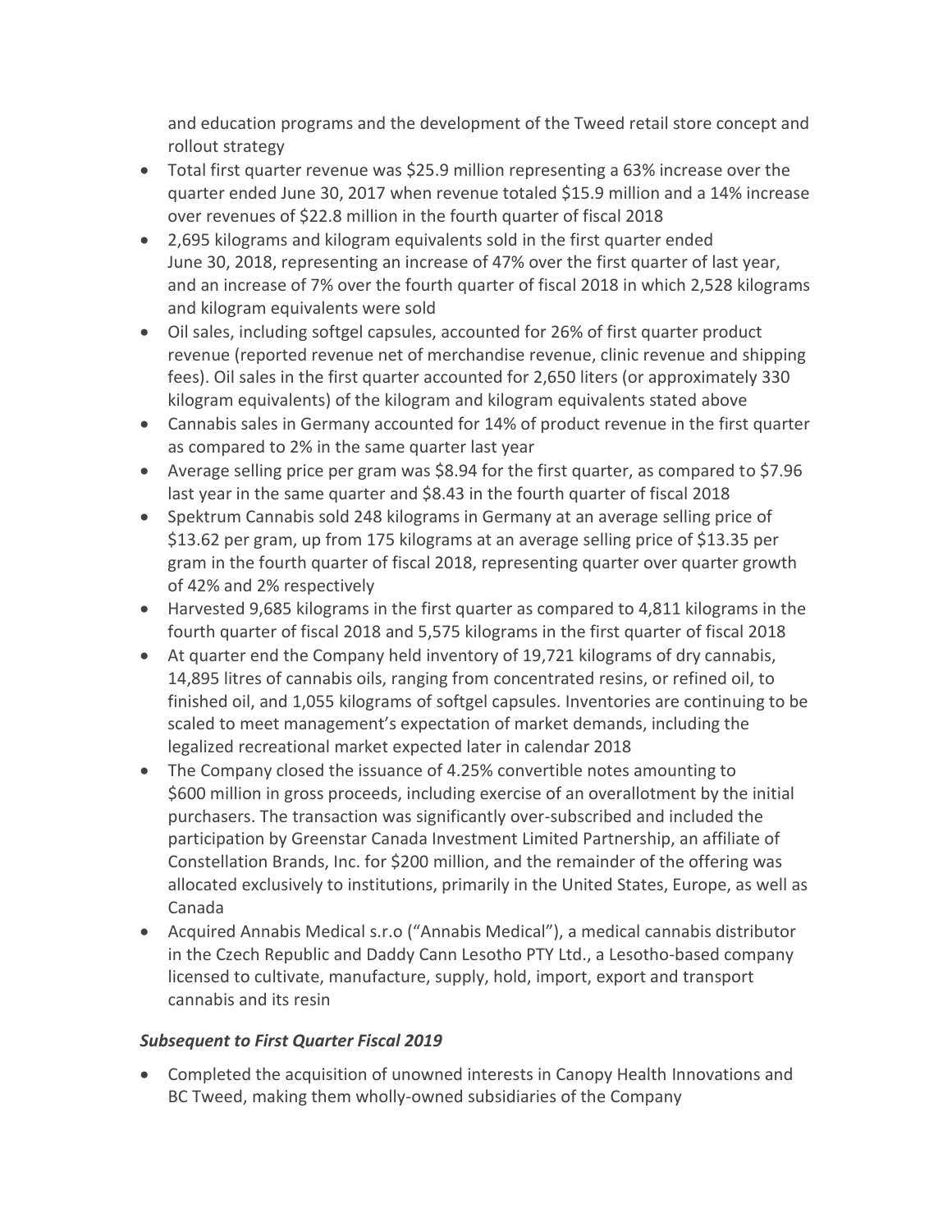and education programs and the development of the Tweed retail store concept and rollout strategy

- Total first quarter revenue was $25.9 million representing a 63% increase over the quarter ended June 30, 2017 when revenue totaled $15.9 million and a 14% increase over revenues of $22.8 million in the fourth quarter of fiscal 2018
- 2,695 kilograms and kilogram equivalents sold in the first quarter ended June 30, 2018, representing an increase of 47% over the first quarter of last year, and an increase of 7% over the fourth quarter of fiscal 2018 in which 2,528 kilograms and kilogram equivalents were sold
- Oil sales, including softgel capsules, accounted for 26% of first quarter product revenue (reported revenue net of merchandise revenue, clinic revenue and shipping fees). Oil sales in the first quarter accounted for 2,650 liters (or approximately 330 kilogram equivalents) of the kilogram and kilogram equivalents stated above
- Cannabis sales in Germany accounted for 14% of product revenue in the first quarter as compared to 2% in the same quarter last year
- Average selling price per gram was $8.94 for the first quarter, as compared to $7.96 last year in the same quarter and $8.43 in the fourth quarter of fiscal 2018
- Spektrum Cannabis sold 248 kilograms in Germany at an average selling price of $13.62 per gram, up from 175 kilograms at an average selling price of $13.35 per gram in the fourth quarter of fiscal 2018, representing quarter over quarter growth of 42% and 2% respectively
- Harvested 9,685 kilograms in the first quarter as compared to 4,811 kilograms in the fourth quarter of fiscal 2018 and 5,575 kilograms in the first quarter of fiscal 2018
- At quarter end the Company held inventory of 19,721 kilograms of dry cannabis, 14,895 litres of cannabis oils, ranging from concentrated resins, or refined oil, to finished oil, and 1,055 kilograms of softgel capsules. Inventories are continuing to be scaled to meet management's expectation of market demands, including the legalized recreational market expected later in calendar 2018
- The Company closed the issuance of 4.25% convertible notes amounting to $600 million in gross proceeds, including exercise of an overallotment by the initial purchasers. The transaction was significantly over-subscribed and included the participation by Greenstar Canada Investment Limited Partnership, an affiliate of Constellation Brands, Inc. for $200 million, and the remainder of the offering was allocated exclusively to institutions, primarily in the United States, Europe, as well as Canada
- Acquired Annabis Medical s.r.o ("Annabis Medical"), a medical cannabis distributor in the Czech Republic and Daddy Cann Lesotho PTY Ltd., a Lesotho-based company licensed to cultivate, manufacture, supply, hold, import, export and transport cannabis and its resin

***Subsequent to First Quarter Fiscal 2019***

- Completed the acquisition of unowned interests in Canopy Health Innovations and BC Tweed, making them wholly-owned subsidiaries of the Company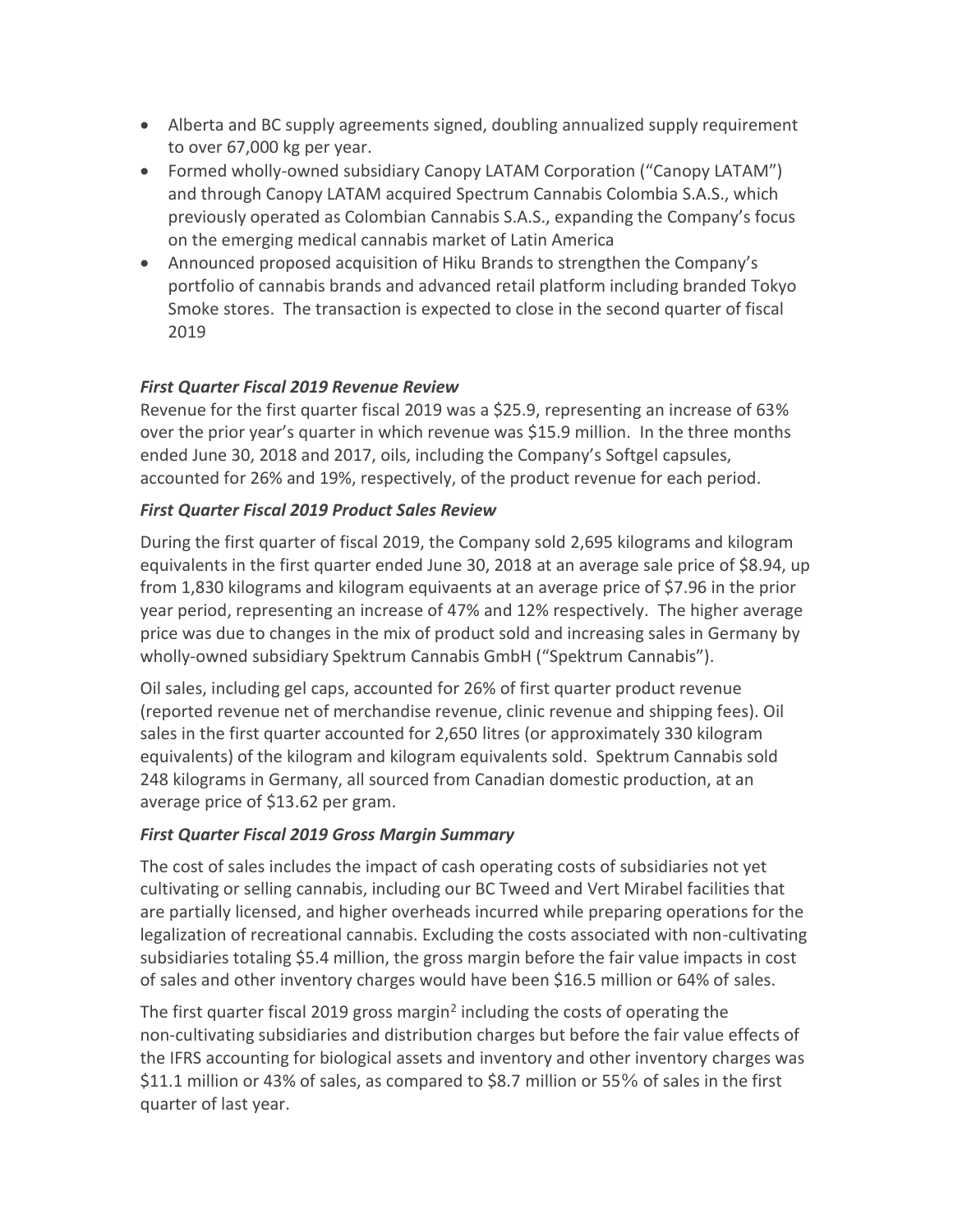- Alberta and BC supply agreements signed, doubling annualized supply requirement to over 67,000 kg per year.
- Formed wholly-owned subsidiary Canopy LATAM Corporation ("Canopy LATAM") and through Canopy LATAM acquired Spectrum Cannabis Colombia S.A.S., which previously operated as Colombian Cannabis S.A.S., expanding the Company's focus on the emerging medical cannabis market of Latin America
- Announced proposed acquisition of Hiku Brands to strengthen the Company's portfolio of cannabis brands and advanced retail platform including branded Tokyo Smoke stores. The transaction is expected to close in the second quarter of fiscal 2019

***First Quarter Fiscal 2019 Revenue Review***

Revenue for the first quarter fiscal 2019 was a $25.9, representing an increase of 63% over the prior year's quarter in which revenue was $15.9 million. In the three months ended June 30, 2018 and 2017, oils, including the Company's Softgel capsules, accounted for 26% and 19%, respectively, of the product revenue for each period.

***First Quarter Fiscal 2019 Product Sales Review***

During the first quarter of fiscal 2019, the Company sold 2,695 kilograms and kilogram equivalents in the first quarter ended June 30, 2018 at an average sale price of $8.94, up from 1,830 kilograms and kilogram equivaents at an average price of $7.96 in the prior year period, representing an increase of 47% and 12% respectively. The higher average price was due to changes in the mix of product sold and increasing sales in Germany by wholly-owned subsidiary Spektrum Cannabis GmbH ("Spektrum Cannabis").

Oil sales, including gel caps, accounted for 26% of first quarter product revenue (reported revenue net of merchandise revenue, clinic revenue and shipping fees). Oil sales in the first quarter accounted for 2,650 litres (or approximately 330 kilogram equivalents) of the kilogram and kilogram equivalents sold. Spektrum Cannabis sold 248 kilograms in Germany, all sourced from Canadian domestic production, at an average price of $13.62 per gram.

***First Quarter Fiscal 2019 Gross Margin Summary***

The cost of sales includes the impact of cash operating costs of subsidiaries not yet cultivating or selling cannabis, including our BC Tweed and Vert Mirabel facilities that are partially licensed, and higher overheads incurred while preparing operations for the legalization of recreational cannabis. Excluding the costs associated with non-cultivating subsidiaries totaling $5.4 million, the gross margin before the fair value impacts in cost of sales and other inventory charges would have been $16.5 million or 64% of sales.

The first quarter fiscal 2019 gross margin[2] including the costs of operating the non-cultivating subsidiaries and distribution charges but before the fair value effects of the IFRS accounting for biological assets and inventory and other inventory charges was $11.1 million or 43% of sales, as compared to $8.7 million or 55% of sales in the first quarter of last year.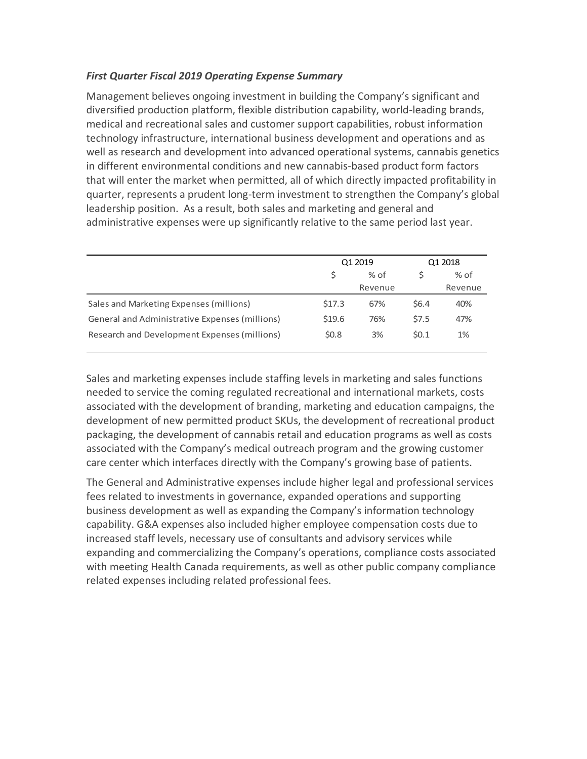***First Quarter Fiscal 2019 Operating Expense Summary***

Management believes ongoing investment in building the Company's significant and diversified production platform, flexible distribution capability, world-leading brands, medical and recreational sales and customer support capabilities, robust information technology infrastructure, international business development and operations and as well as research and development into advanced operational systems, cannabis genetics in different environmental conditions and new cannabis-based product form factors that will enter the market when permitted, all of which directly impacted profitability in quarter, represents a prudent long-term investment to strengthen the Company's global leadership position. As a result, both sales and marketing and general and administrative expenses were up significantly relative to the same period last year.

| | Q1 2019 | | Q1 2018 | |
|---|---|---|---|---|
| | $ | % of Revenue | $ | % of Revenue |
| Sales and Marketing Expenses (millions) | $17.3 | 67% | $6.4 | 40% |
| General and Administrative Expenses (millions) | $19.6 | 76% | $7.5 | 47% |
| Research and Development Expenses (millions) | $0.8 | 3% | $0.1 | 1% |

Sales and marketing expenses include staffing levels in marketing and sales functions needed to service the coming regulated recreational and international markets, costs associated with the development of branding, marketing and education campaigns, the development of new permitted product SKUs, the development of recreational product packaging, the development of cannabis retail and education programs as well as costs associated with the Company's medical outreach program and the growing customer care center which interfaces directly with the Company's growing base of patients.

The General and Administrative expenses include higher legal and professional services fees related to investments in governance, expanded operations and supporting business development as well as expanding the Company's information technology capability. G&A expenses also included higher employee compensation costs due to increased staff levels, necessary use of consultants and advisory services while expanding and commercializing the Company's operations, compliance costs associated with meeting Health Canada requirements, as well as other public company compliance related expenses including related professional fees.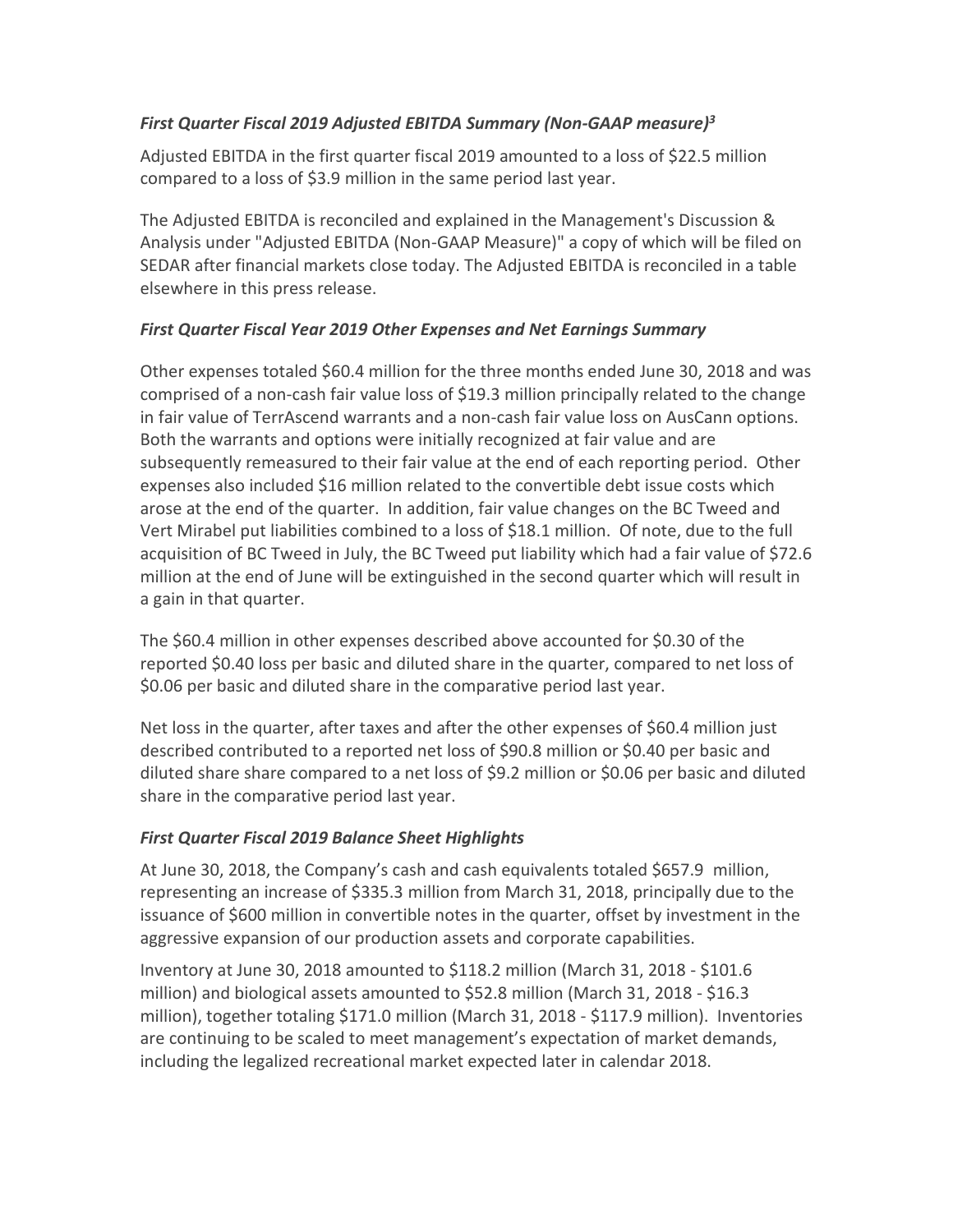### *First Quarter Fiscal 2019 Adjusted EBITDA Summary (Non-GAAP measure)[3]*

Adjusted EBITDA in the first quarter fiscal 2019 amounted to a loss of $22.5 million compared to a loss of $3.9 million in the same period last year.

The Adjusted EBITDA is reconciled and explained in the Management's Discussion & Analysis under "Adjusted EBITDA (Non-GAAP Measure)" a copy of which will be filed on SEDAR after financial markets close today. The Adjusted EBITDA is reconciled in a table elsewhere in this press release.

### *First Quarter Fiscal Year 2019 Other Expenses and Net Earnings Summary*

Other expenses totaled $60.4 million for the three months ended June 30, 2018 and was comprised of a non-cash fair value loss of $19.3 million principally related to the change in fair value of TerrAscend warrants and a non-cash fair value loss on AusCann options. Both the warrants and options were initially recognized at fair value and are subsequently remeasured to their fair value at the end of each reporting period. Other expenses also included $16 million related to the convertible debt issue costs which arose at the end of the quarter. In addition, fair value changes on the BC Tweed and Vert Mirabel put liabilities combined to a loss of $18.1 million. Of note, due to the full acquisition of BC Tweed in July, the BC Tweed put liability which had a fair value of $72.6 million at the end of June will be extinguished in the second quarter which will result in a gain in that quarter.

The $60.4 million in other expenses described above accounted for $0.30 of the reported $0.40 loss per basic and diluted share in the quarter, compared to net loss of $0.06 per basic and diluted share in the comparative period last year.

Net loss in the quarter, after taxes and after the other expenses of $60.4 million just described contributed to a reported net loss of $90.8 million or $0.40 per basic and diluted share share compared to a net loss of $9.2 million or $0.06 per basic and diluted share in the comparative period last year.

### *First Quarter Fiscal 2019 Balance Sheet Highlights*

At June 30, 2018, the Company's cash and cash equivalents totaled $657.9 million, representing an increase of $335.3 million from March 31, 2018, principally due to the issuance of $600 million in convertible notes in the quarter, offset by investment in the aggressive expansion of our production assets and corporate capabilities.

Inventory at June 30, 2018 amounted to $118.2 million (March 31, 2018 - $101.6 million) and biological assets amounted to $52.8 million (March 31, 2018 - $16.3 million), together totaling $171.0 million (March 31, 2018 - $117.9 million). Inventories are continuing to be scaled to meet management's expectation of market demands, including the legalized recreational market expected later in calendar 2018.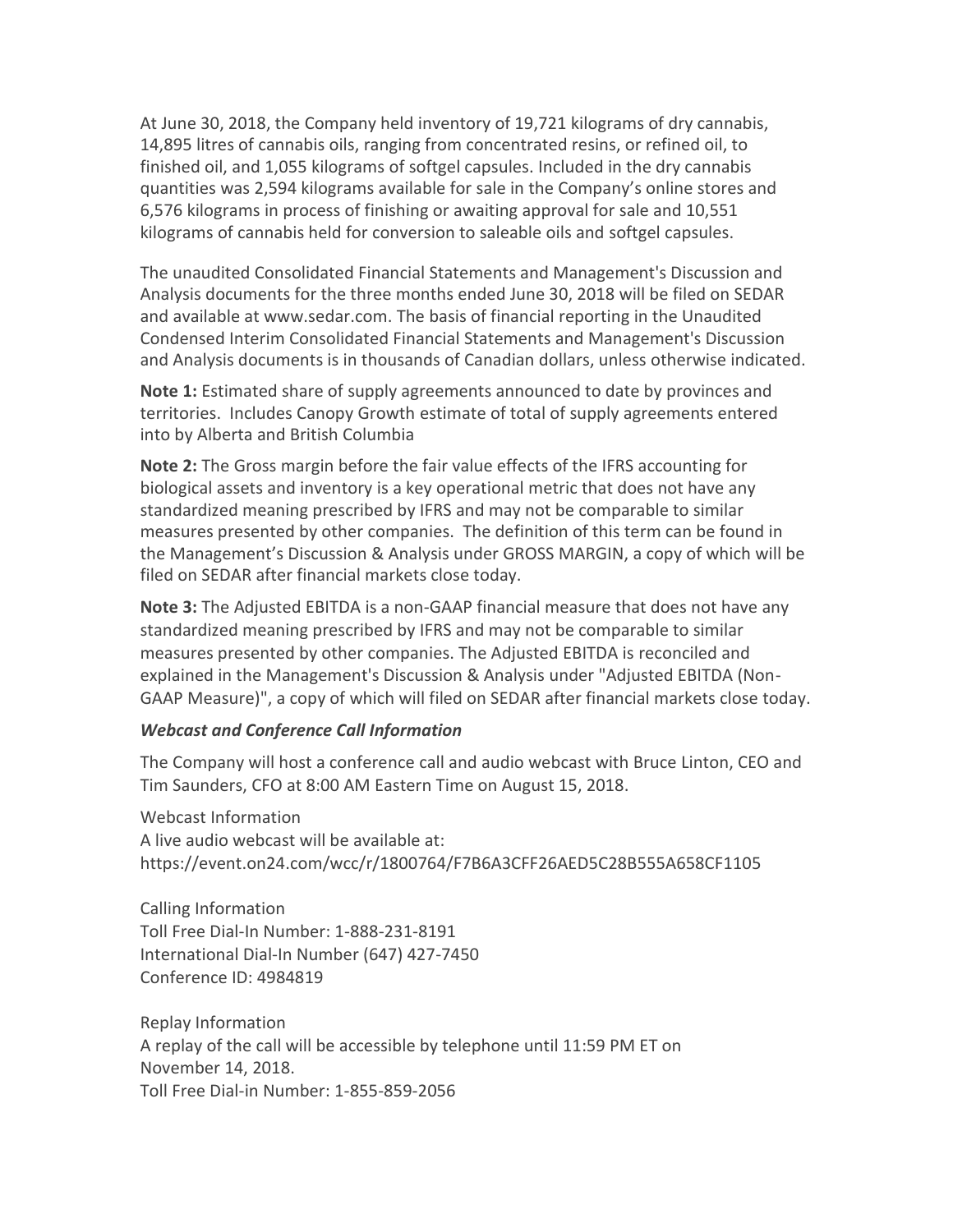At June 30, 2018, the Company held inventory of 19,721 kilograms of dry cannabis, 14,895 litres of cannabis oils, ranging from concentrated resins, or refined oil, to finished oil, and 1,055 kilograms of softgel capsules. Included in the dry cannabis quantities was 2,594 kilograms available for sale in the Company's online stores and 6,576 kilograms in process of finishing or awaiting approval for sale and 10,551 kilograms of cannabis held for conversion to saleable oils and softgel capsules.

The unaudited Consolidated Financial Statements and Management's Discussion and Analysis documents for the three months ended June 30, 2018 will be filed on SEDAR and available at www.sedar.com. The basis of financial reporting in the Unaudited Condensed Interim Consolidated Financial Statements and Management's Discussion and Analysis documents is in thousands of Canadian dollars, unless otherwise indicated.

**Note 1:** Estimated share of supply agreements announced to date by provinces and territories. Includes Canopy Growth estimate of total of supply agreements entered into by Alberta and British Columbia

**Note 2:** The Gross margin before the fair value effects of the IFRS accounting for biological assets and inventory is a key operational metric that does not have any standardized meaning prescribed by IFRS and may not be comparable to similar measures presented by other companies. The definition of this term can be found in the Management's Discussion & Analysis under GROSS MARGIN, a copy of which will be filed on SEDAR after financial markets close today.

**Note 3:** The Adjusted EBITDA is a non-GAAP financial measure that does not have any standardized meaning prescribed by IFRS and may not be comparable to similar measures presented by other companies. The Adjusted EBITDA is reconciled and explained in the Management's Discussion & Analysis under "Adjusted EBITDA (Non-GAAP Measure)", a copy of which will filed on SEDAR after financial markets close today.

***Webcast and Conference Call Information***

The Company will host a conference call and audio webcast with Bruce Linton, CEO and Tim Saunders, CFO at 8:00 AM Eastern Time on August 15, 2018.

Webcast Information
A live audio webcast will be available at:
https://event.on24.com/wcc/r/1800764/F7B6A3CFF26AED5C28B555A658CF1105

Calling Information
Toll Free Dial-In Number: 1-888-231-8191
International Dial-In Number (647) 427-7450
Conference ID: 4984819

Replay Information
A replay of the call will be accessible by telephone until 11:59 PM ET on November 14, 2018.
Toll Free Dial-in Number: 1-855-859-2056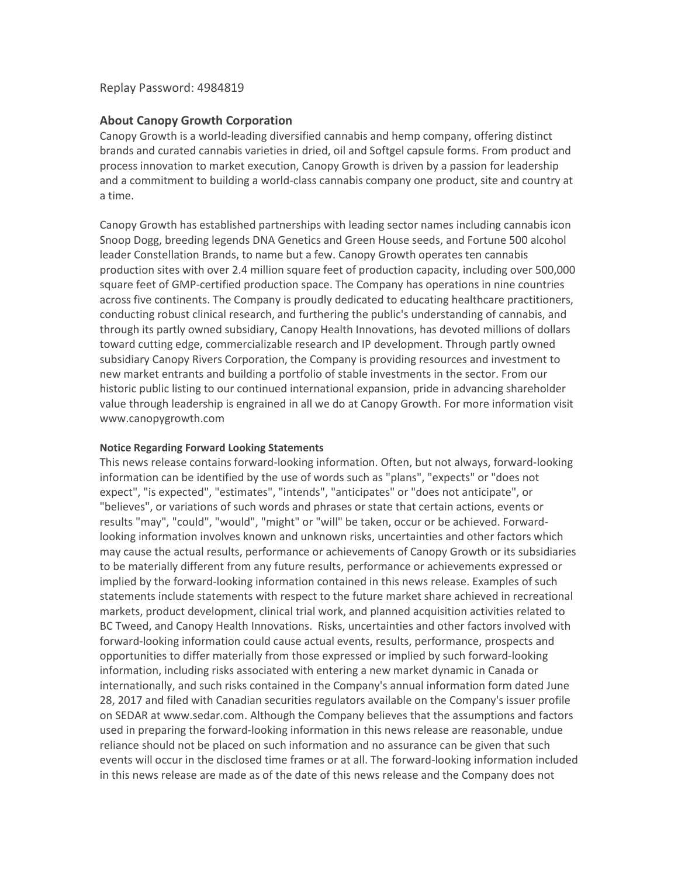Replay Password: 4984819

## About Canopy Growth Corporation

Canopy Growth is a world-leading diversified cannabis and hemp company, offering distinct brands and curated cannabis varieties in dried, oil and Softgel capsule forms. From product and process innovation to market execution, Canopy Growth is driven by a passion for leadership and a commitment to building a world-class cannabis company one product, site and country at a time.

Canopy Growth has established partnerships with leading sector names including cannabis icon Snoop Dogg, breeding legends DNA Genetics and Green House seeds, and Fortune 500 alcohol leader Constellation Brands, to name but a few. Canopy Growth operates ten cannabis production sites with over 2.4 million square feet of production capacity, including over 500,000 square feet of GMP-certified production space. The Company has operations in nine countries across five continents. The Company is proudly dedicated to educating healthcare practitioners, conducting robust clinical research, and furthering the public's understanding of cannabis, and through its partly owned subsidiary, Canopy Health Innovations, has devoted millions of dollars toward cutting edge, commercializable research and IP development. Through partly owned subsidiary Canopy Rivers Corporation, the Company is providing resources and investment to new market entrants and building a portfolio of stable investments in the sector. From our historic public listing to our continued international expansion, pride in advancing shareholder value through leadership is engrained in all we do at Canopy Growth. For more information visit www.canopygrowth.com

**Notice Regarding Forward Looking Statements**

This news release contains forward-looking information. Often, but not always, forward-looking information can be identified by the use of words such as "plans", "expects" or "does not expect", "is expected", "estimates", "intends", "anticipates" or "does not anticipate", or "believes", or variations of such words and phrases or state that certain actions, events or results "may", "could", "would", "might" or "will" be taken, occur or be achieved. Forward-looking information involves known and unknown risks, uncertainties and other factors which may cause the actual results, performance or achievements of Canopy Growth or its subsidiaries to be materially different from any future results, performance or achievements expressed or implied by the forward-looking information contained in this news release. Examples of such statements include statements with respect to the future market share achieved in recreational markets, product development, clinical trial work, and planned acquisition activities related to BC Tweed, and Canopy Health Innovations. Risks, uncertainties and other factors involved with forward-looking information could cause actual events, results, performance, prospects and opportunities to differ materially from those expressed or implied by such forward-looking information, including risks associated with entering a new market dynamic in Canada or internationally, and such risks contained in the Company's annual information form dated June 28, 2017 and filed with Canadian securities regulators available on the Company's issuer profile on SEDAR at www.sedar.com. Although the Company believes that the assumptions and factors used in preparing the forward-looking information in this news release are reasonable, undue reliance should not be placed on such information and no assurance can be given that such events will occur in the disclosed time frames or at all. The forward-looking information included in this news release are made as of the date of this news release and the Company does not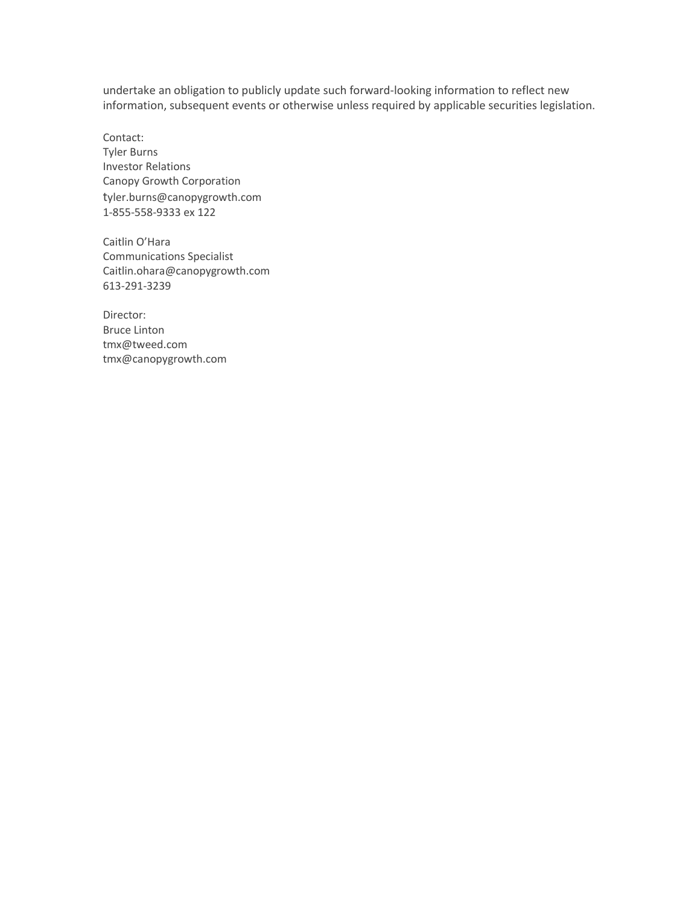undertake an obligation to publicly update such forward-looking information to reflect new information, subsequent events or otherwise unless required by applicable securities legislation.

Contact:
Tyler Burns
Investor Relations
Canopy Growth Corporation
tyler.burns@canopygrowth.com
1-855-558-9333 ex 122

Caitlin O'Hara
Communications Specialist
Caitlin.ohara@canopygrowth.com
613-291-3239

Director:
Bruce Linton
tmx@tweed.com
tmx@canopygrowth.com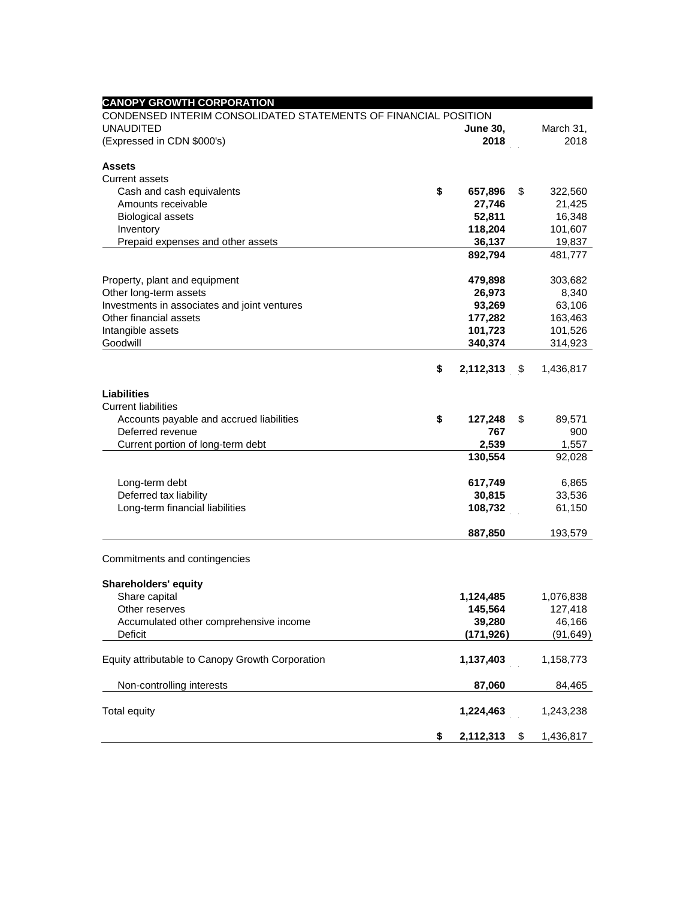**CANOPY GROWTH CORPORATION**

CONDENSED INTERIM CONSOLIDATED STATEMENTS OF FINANCIAL POSITION

UNAUDITED

(Expressed in CDN $000's)

| | June 30, 2018 | March 31, 2018 |
|---|---|---|
| **Assets** | | |
| Current assets | | |
| Cash and cash equivalents | $ 657,896 | $ 322,560 |
| Amounts receivable | 27,746 | 21,425 |
| Biological assets | 52,811 | 16,348 |
| Inventory | 118,204 | 101,607 |
| Prepaid expenses and other assets | 36,137 | 19,837 |
| | 892,794 | 481,777 |
| Property, plant and equipment | 479,898 | 303,682 |
| Other long-term assets | 26,973 | 8,340 |
| Investments in associates and joint ventures | 93,269 | 63,106 |
| Other financial assets | 177,282 | 163,463 |
| Intangible assets | 101,723 | 101,526 |
| Goodwill | 340,374 | 314,923 |
| | $ 2,112,313 | $ 1,436,817 |
| **Liabilities** | | |
| Current liabilities | | |
| Accounts payable and accrued liabilities | $ 127,248 | $ 89,571 |
| Deferred revenue | 767 | 900 |
| Current portion of long-term debt | 2,539 | 1,557 |
| | 130,554 | 92,028 |
| Long-term debt | 617,749 | 6,865 |
| Deferred tax liability | 30,815 | 33,536 |
| Long-term financial liabilities | 108,732 | 61,150 |
| | 887,850 | 193,579 |
| Commitments and contingencies | | |
| **Shareholders' equity** | | |
| Share capital | 1,124,485 | 1,076,838 |
| Other reserves | 145,564 | 127,418 |
| Accumulated other comprehensive income | 39,280 | 46,166 |
| Deficit | (171,926) | (91,649) |
| Equity attributable to Canopy Growth Corporation | 1,137,403 | 1,158,773 |
| Non-controlling interests | 87,060 | 84,465 |
| Total equity | 1,224,463 | 1,243,238 |
| | $ 2,112,313 | $ 1,436,817 |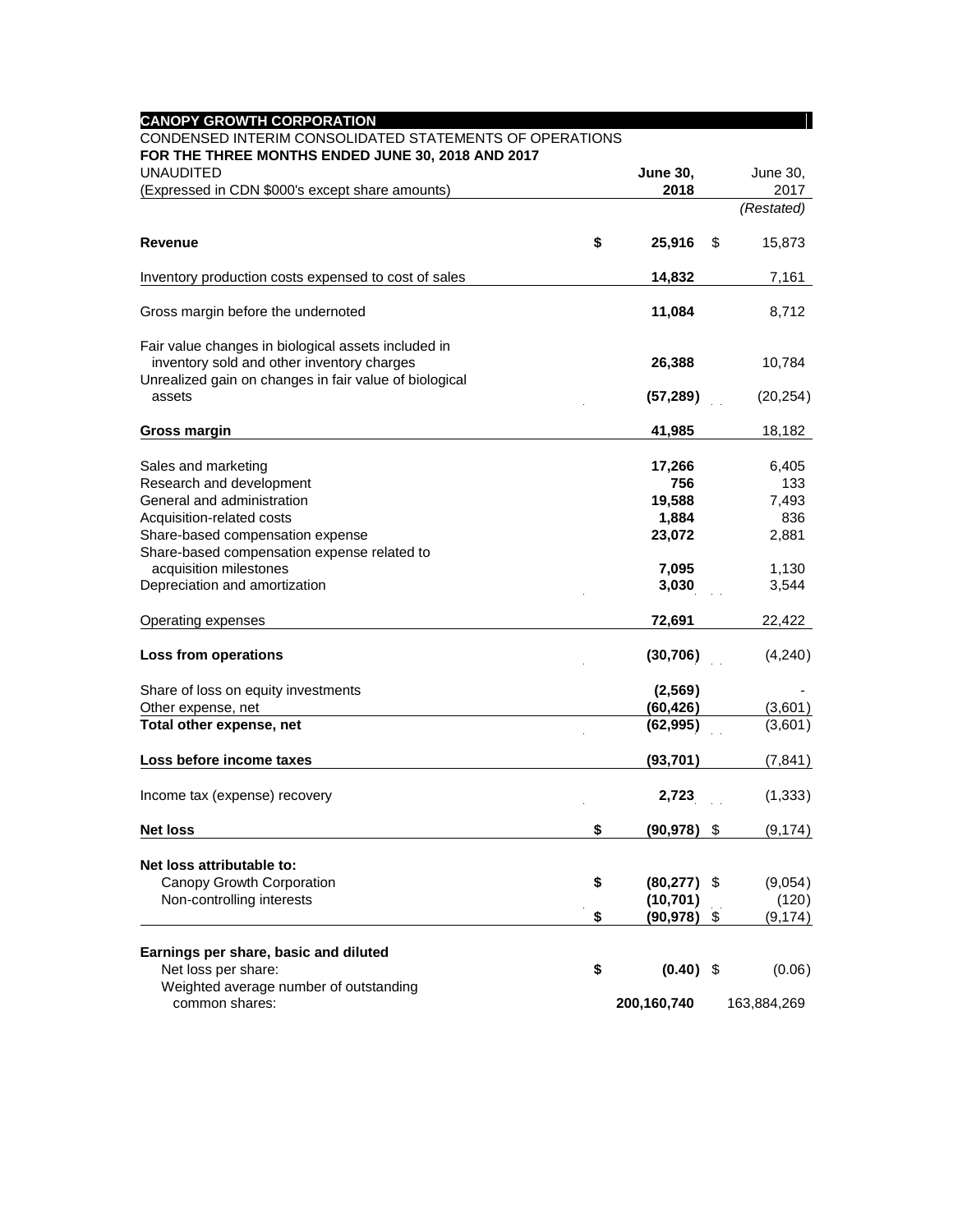**CANOPY GROWTH CORPORATION**

CONDENSED INTERIM CONSOLIDATED STATEMENTS OF OPERATIONS

**FOR THE THREE MONTHS ENDED JUNE 30, 2018 AND 2017**

| UNAUDITED<br>(Expressed in CDN $000's except share amounts) | **June 30, 2018** | June 30, 2017<br>*(Restated)* |
|---|---|---|
| **Revenue** | **$ 25,916** | $ 15,873 |
| Inventory production costs expensed to cost of sales | **14,832** | 7,161 |
| Gross margin before the undernoted | **11,084** | 8,712 |
| Fair value changes in biological assets included in inventory sold and other inventory charges | **26,388** | 10,784 |
| Unrealized gain on changes in fair value of biological assets | **(57,289)** | (20,254) |
| **Gross margin** | **41,985** | 18,182 |
| Sales and marketing | **17,266** | 6,405 |
| Research and development | **756** | 133 |
| General and administration | **19,588** | 7,493 |
| Acquisition-related costs | **1,884** | 836 |
| Share-based compensation expense | **23,072** | 2,881 |
| Share-based compensation expense related to acquisition milestones | **7,095** | 1,130 |
| Depreciation and amortization | **3,030** | 3,544 |
| Operating expenses | **72,691** | 22,422 |
| **Loss from operations** | **(30,706)** | (4,240) |
| Share of loss on equity investments | **(2,569)** | - |
| Other expense, net | **(60,426)** | (3,601) |
| **Total other expense, net** | **(62,995)** | (3,601) |
| **Loss before income taxes** | **(93,701)** | (7,841) |
| Income tax (expense) recovery | **2,723** | (1,333) |
| **Net loss** | **$ (90,978)** | $ (9,174) |
| **Net loss attributable to:** | | |
| Canopy Growth Corporation | **$ (80,277)** | $ (9,054) |
| Non-controlling interests | **(10,701)** | (120) |
| | **$ (90,978)** | $ (9,174) |
| **Earnings per share, basic and diluted** | | |
| Net loss per share: | **$ (0.40)** | $ (0.06) |
| Weighted average number of outstanding common shares: | **200,160,740** | 163,884,269 |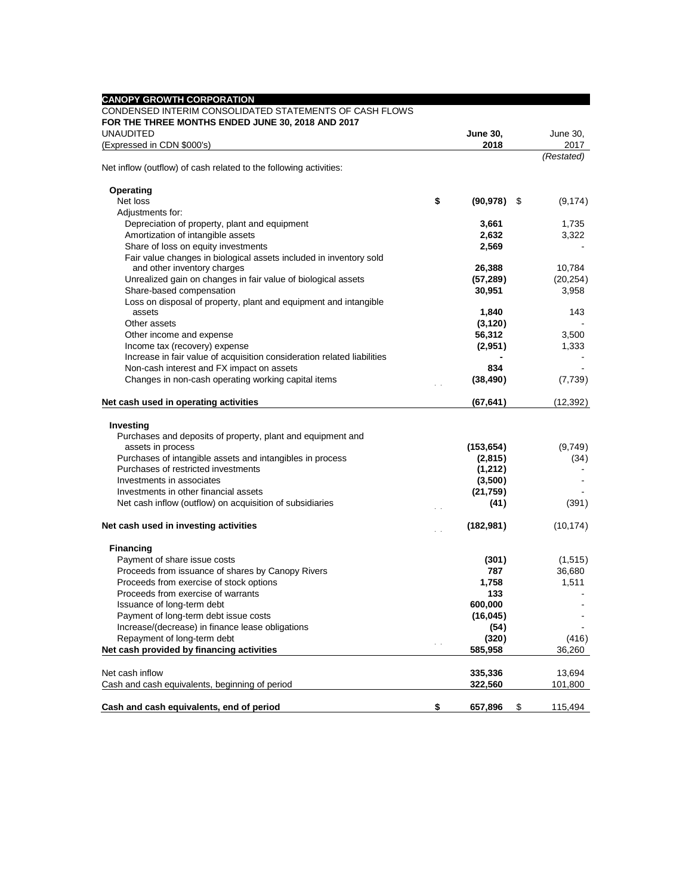**CANOPY GROWTH CORPORATION**

CONDENSED INTERIM CONSOLIDATED STATEMENTS OF CASH FLOWS

**FOR THE THREE MONTHS ENDED JUNE 30, 2018 AND 2017**

UNAUDITED

(Expressed in CDN $000's)

| | **June 30, 2018** | June 30, 2017 *(Restated)* |
|---|---|---|
| Net inflow (outflow) of cash related to the following activities: | | |
| **Operating** | | |
| Net loss | **$ (90,978)** | $ (9,174) |
| Adjustments for: | | |
| Depreciation of property, plant and equipment | **3,661** | 1,735 |
| Amortization of intangible assets | **2,632** | 3,322 |
| Share of loss on equity investments | **2,569** | - |
| Fair value changes in biological assets included in inventory sold and other inventory charges | **26,388** | 10,784 |
| Unrealized gain on changes in fair value of biological assets | **(57,289)** | (20,254) |
| Share-based compensation | **30,951** | 3,958 |
| Loss on disposal of property, plant and equipment and intangible assets | **1,840** | 143 |
| Other assets | **(3,120)** | - |
| Other income and expense | **56,312** | 3,500 |
| Income tax (recovery) expense | **(2,951)** | 1,333 |
| Increase in fair value of acquisition consideration related liabilities | **-** | - |
| Non-cash interest and FX impact on assets | **834** | - |
| Changes in non-cash operating working capital items | **(38,490)** | (7,739) |
| **Net cash used in operating activities** | **(67,641)** | (12,392) |
| **Investing** | | |
| Purchases and deposits of property, plant and equipment and assets in process | **(153,654)** | (9,749) |
| Purchases of intangible assets and intangibles in process | **(2,815)** | (34) |
| Purchases of restricted investments | **(1,212)** | - |
| Investments in associates | **(3,500)** | - |
| Investments in other financial assets | **(21,759)** | - |
| Net cash inflow (outflow) on acquisition of subsidiaries | **(41)** | (391) |
| **Net cash used in investing activities** | **(182,981)** | (10,174) |
| **Financing** | | |
| Payment of share issue costs | **(301)** | (1,515) |
| Proceeds from issuance of shares by Canopy Rivers | **787** | 36,680 |
| Proceeds from exercise of stock options | **1,758** | 1,511 |
| Proceeds from exercise of warrants | **133** | - |
| Issuance of long-term debt | **600,000** | - |
| Payment of long-term debt issue costs | **(16,045)** | - |
| Increase/(decrease) in finance lease obligations | **(54)** | - |
| Repayment of long-term debt | **(320)** | (416) |
| **Net cash provided by financing activities** | **585,958** | 36,260 |
| Net cash inflow | **335,336** | 13,694 |
| Cash and cash equivalents, beginning of period | **322,560** | 101,800 |
| **Cash and cash equivalents, end of period** | **$ 657,896** | $ 115,494 |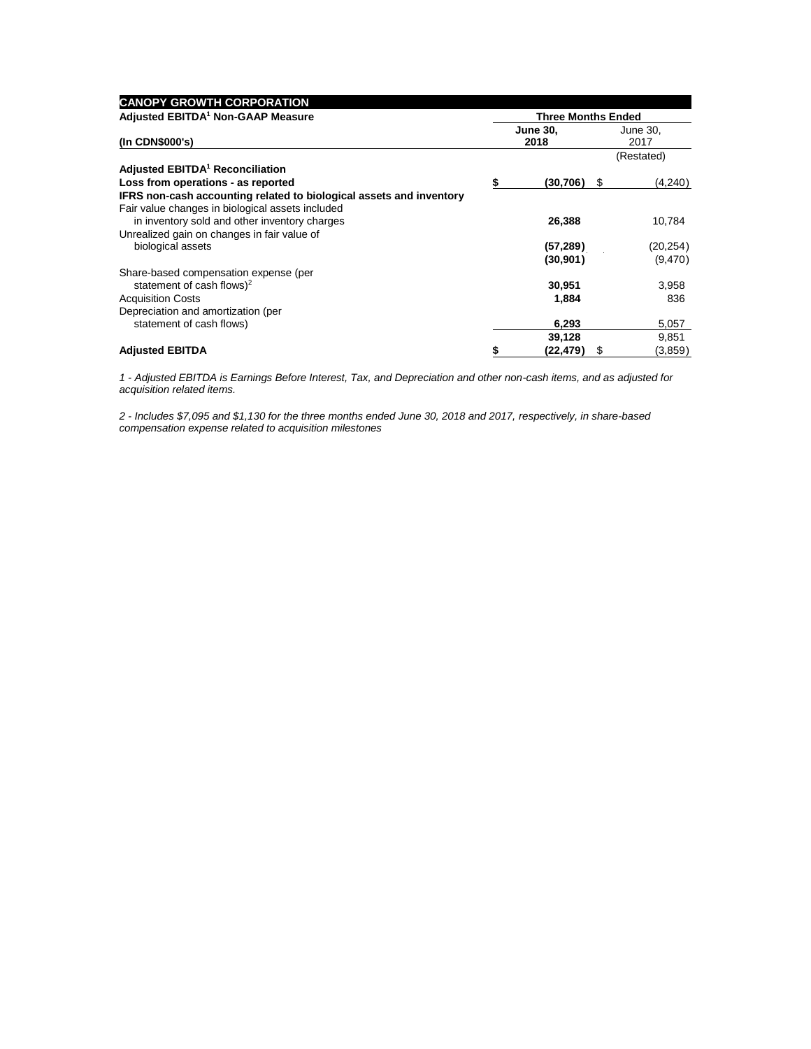| CANOPY GROWTH CORPORATION | | |
|---|---|---|
| Adjusted EBITDA[1] Non-GAAP Measure | Three Months Ended | |
| (In CDN$000's) | **June 30, 2018** | June 30, 2017 |
| | | (Restated) |
| **Adjusted EBITDA[1] Reconciliation** | | |
| **Loss from operations - as reported** | **$ (30,706)** | $ (4,240) |
| **IFRS non-cash accounting related to biological assets and inventory** | | |
| Fair value changes in biological assets included in inventory sold and other inventory charges | **26,388** | 10,784 |
| Unrealized gain on changes in fair value of biological assets | **(57,289)** | (20,254) |
| | **(30,901)** | (9,470) |
| Share-based compensation expense (per statement of cash flows)[2] | **30,951** | 3,958 |
| Acquisition Costs | **1,884** | 836 |
| Depreciation and amortization (per statement of cash flows) | **6,293** | 5,057 |
| | **39,128** | 9,851 |
| **Adjusted EBITDA** | **$ (22,479)** | $ (3,859) |

*1 - Adjusted EBITDA is Earnings Before Interest, Tax, and Depreciation and other non-cash items, and as adjusted for acquisition related items.*

*2 - Includes $7,095 and $1,130 for the three months ended June 30, 2018 and 2017, respectively, in share-based compensation expense related to acquisition milestones*